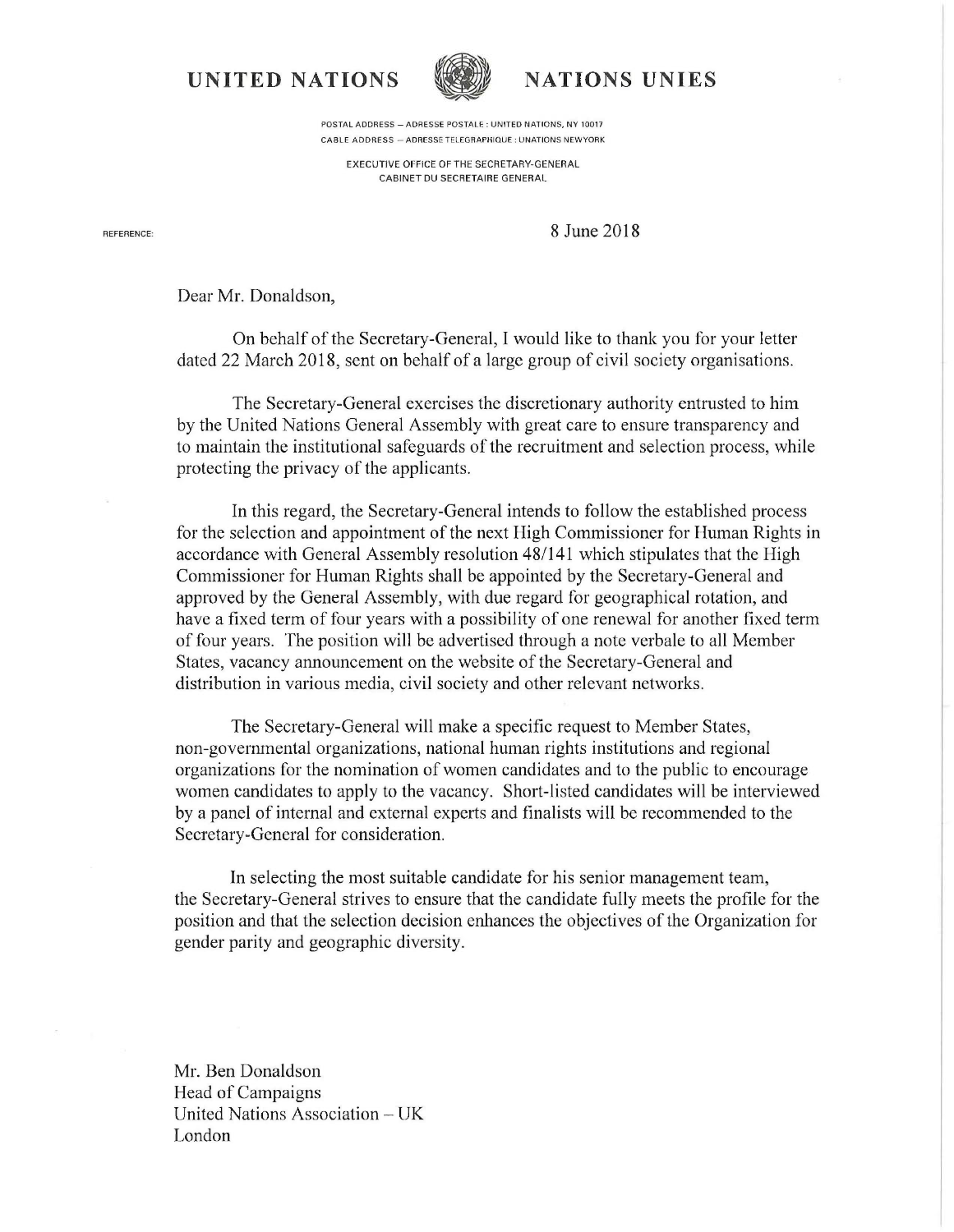**UNITED NATIONS** **NATIONS UNIES**

POSTAL ADDRESS — ADRESSE POSTALE : UNITED NATIONS, NY 10017
CABLE ADDRESS — ADRESSE TELEGRAPHIQUE : UNATIONS NEWYORK

EXECUTIVE OFFICE OF THE SECRETARY-GENERAL
CABINET DU SECRETAIRE GENERAL

REFERENCE:

8 June 2018

Dear Mr. Donaldson,

On behalf of the Secretary-General, I would like to thank you for your letter dated 22 March 2018, sent on behalf of a large group of civil society organisations.

The Secretary-General exercises the discretionary authority entrusted to him by the United Nations General Assembly with great care to ensure transparency and to maintain the institutional safeguards of the recruitment and selection process, while protecting the privacy of the applicants.

In this regard, the Secretary-General intends to follow the established process for the selection and appointment of the next High Commissioner for Human Rights in accordance with General Assembly resolution 48/141 which stipulates that the High Commissioner for Human Rights shall be appointed by the Secretary-General and approved by the General Assembly, with due regard for geographical rotation, and have a fixed term of four years with a possibility of one renewal for another fixed term of four years. The position will be advertised through a note verbale to all Member States, vacancy announcement on the website of the Secretary-General and distribution in various media, civil society and other relevant networks.

The Secretary-General will make a specific request to Member States, non-governmental organizations, national human rights institutions and regional organizations for the nomination of women candidates and to the public to encourage women candidates to apply to the vacancy. Short-listed candidates will be interviewed by a panel of internal and external experts and finalists will be recommended to the Secretary-General for consideration.

In selecting the most suitable candidate for his senior management team, the Secretary-General strives to ensure that the candidate fully meets the profile for the position and that the selection decision enhances the objectives of the Organization for gender parity and geographic diversity.

Mr. Ben Donaldson
Head of Campaigns
United Nations Association – UK
London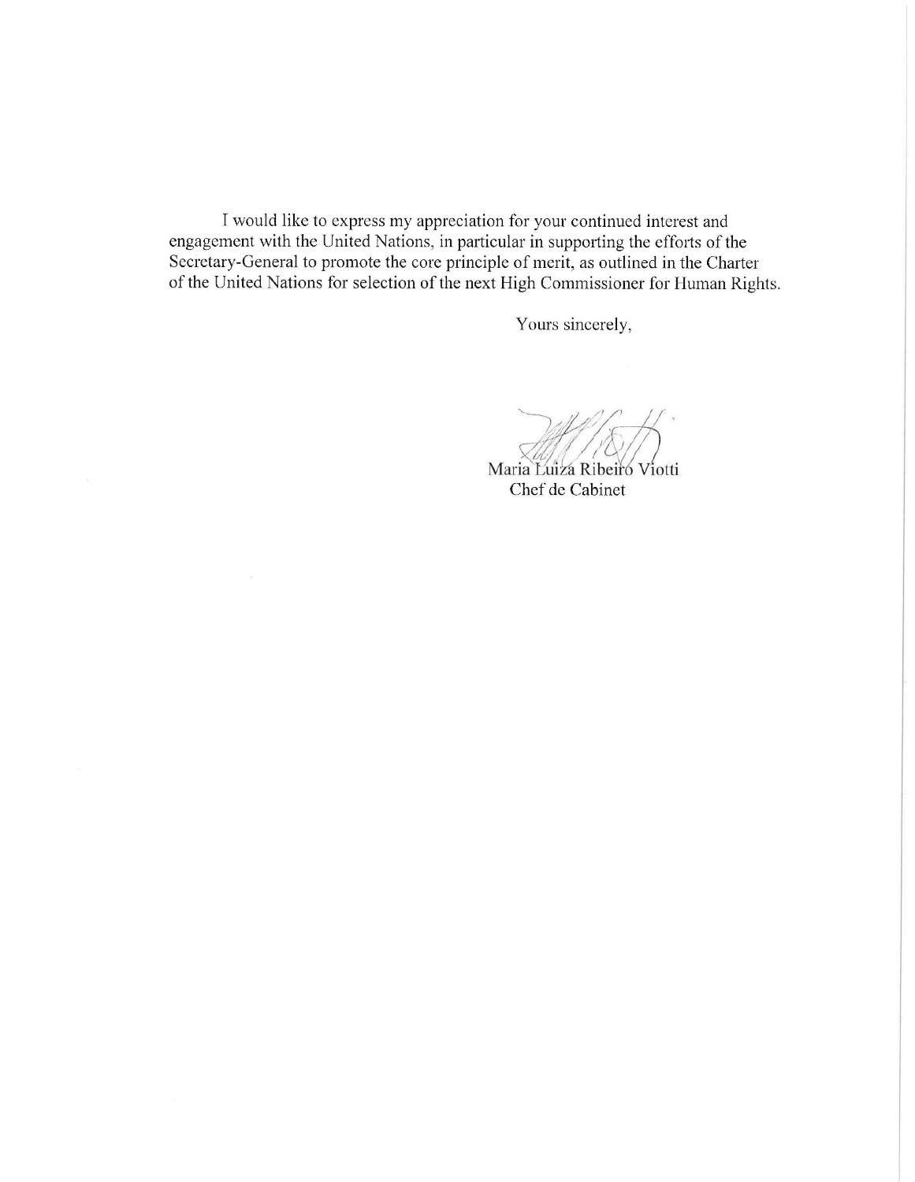I would like to express my appreciation for your continued interest and engagement with the United Nations, in particular in supporting the efforts of the Secretary-General to promote the core principle of merit, as outlined in the Charter of the United Nations for selection of the next High Commissioner for Human Rights.

Yours sincerely,

Maria Luiza Ribeiro Viotti
Chef de Cabinet